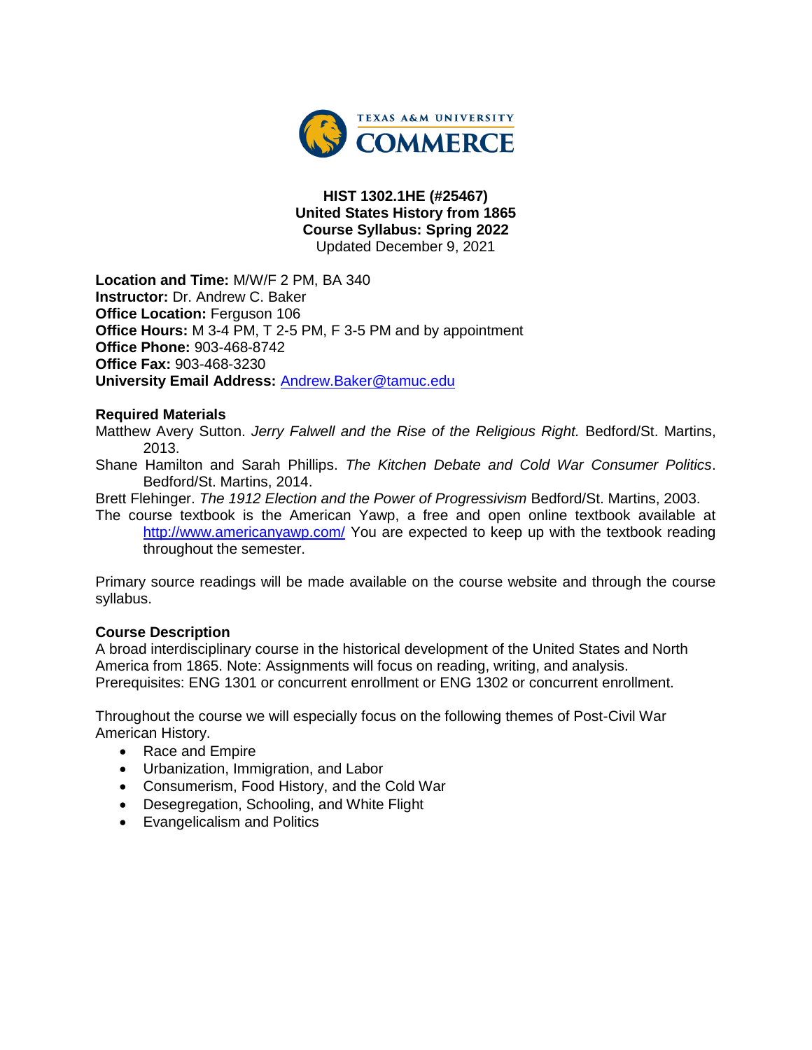**HIST 1302.1HE (#25467)**
**United States History from 1865**
**Course Syllabus: Spring 2022**
Updated December 9, 2021

**Location and Time:** M/W/F 2 PM, BA 340
**Instructor:** Dr. Andrew C. Baker
**Office Location:** Ferguson 106
**Office Hours:** M 3-4 PM, T 2-5 PM, F 3-5 PM and by appointment
**Office Phone:** 903-468-8742
**Office Fax:** 903-468-3230
**University Email Address:** Andrew.Baker@tamuc.edu

**Required Materials**

Matthew Avery Sutton. *Jerry Falwell and the Rise of the Religious Right.* Bedford/St. Martins, 2013.

Shane Hamilton and Sarah Phillips. *The Kitchen Debate and Cold War Consumer Politics*. Bedford/St. Martins, 2014.

Brett Flehinger. *The 1912 Election and the Power of Progressivism* Bedford/St. Martins, 2003.

The course textbook is the American Yawp, a free and open online textbook available at http://www.americanyawp.com/ You are expected to keep up with the textbook reading throughout the semester.

Primary source readings will be made available on the course website and through the course syllabus.

**Course Description**

A broad interdisciplinary course in the historical development of the United States and North America from 1865. Note: Assignments will focus on reading, writing, and analysis. Prerequisites: ENG 1301 or concurrent enrollment or ENG 1302 or concurrent enrollment.

Throughout the course we will especially focus on the following themes of Post-Civil War American History.

- Race and Empire
- Urbanization, Immigration, and Labor
- Consumerism, Food History, and the Cold War
- Desegregation, Schooling, and White Flight
- Evangelicalism and Politics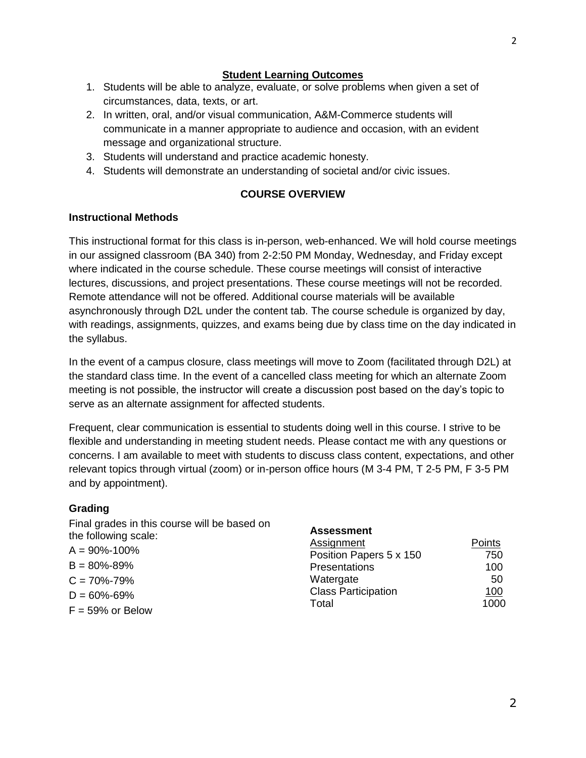## Student Learning Outcomes

1. Students will be able to analyze, evaluate, or solve problems when given a set of circumstances, data, texts, or art.
2. In written, oral, and/or visual communication, A&M-Commerce students will communicate in a manner appropriate to audience and occasion, with an evident message and organizational structure.
3. Students will understand and practice academic honesty.
4. Students will demonstrate an understanding of societal and/or civic issues.

## COURSE OVERVIEW

### Instructional Methods

This instructional format for this class is in-person, web-enhanced. We will hold course meetings in our assigned classroom (BA 340) from 2-2:50 PM Monday, Wednesday, and Friday except where indicated in the course schedule. These course meetings will consist of interactive lectures, discussions, and project presentations. These course meetings will not be recorded. Remote attendance will not be offered. Additional course materials will be available asynchronously through D2L under the content tab. The course schedule is organized by day, with readings, assignments, quizzes, and exams being due by class time on the day indicated in the syllabus.

In the event of a campus closure, class meetings will move to Zoom (facilitated through D2L) at the standard class time. In the event of a cancelled class meeting for which an alternate Zoom meeting is not possible, the instructor will create a discussion post based on the day's topic to serve as an alternate assignment for affected students.

Frequent, clear communication is essential to students doing well in this course. I strive to be flexible and understanding in meeting student needs. Please contact me with any questions or concerns. I am available to meet with students to discuss class content, expectations, and other relevant topics through virtual (zoom) or in-person office hours (M 3-4 PM, T 2-5 PM, F 3-5 PM and by appointment).

### Grading

Final grades in this course will be based on the following scale:

A = 90%-100%

B = 80%-89%

C = 70%-79%

D = 60%-69%

F = 59% or Below

**Assessment**

| Assignment | Points |
|---|---|
| Position Papers 5 x 150 | 750 |
| Presentations | 100 |
| Watergate | 50 |
| Class Participation | 100 |
| Total | 1000 |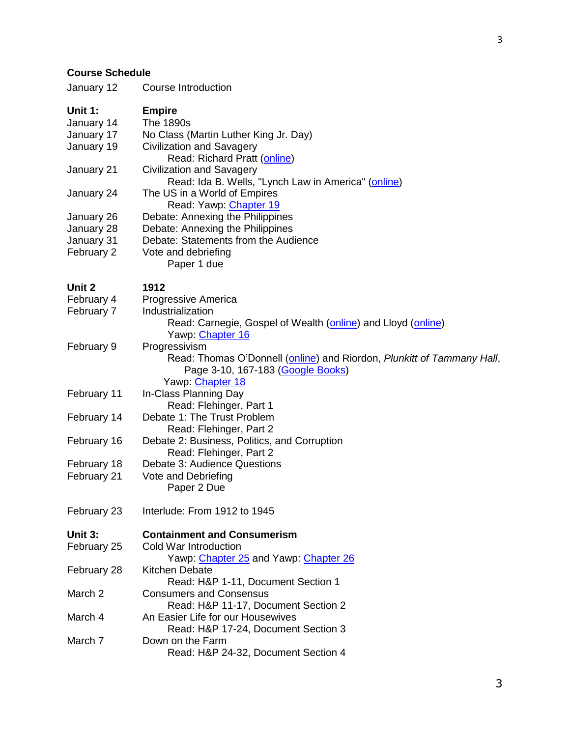## Course Schedule

January 12 Course Introduction

**Unit 1: Empire**

January 14 The 1890s

January 17 No Class (Martin Luther King Jr. Day)

January 19 Civilization and Savagery
  Read: Richard Pratt (online)

January 21 Civilization and Savagery
  Read: Ida B. Wells, "Lynch Law in America" (online)

January 24 The US in a World of Empires
  Read: Yawp: Chapter 19

January 26 Debate: Annexing the Philippines

January 28 Debate: Annexing the Philippines

January 31 Debate: Statements from the Audience

February 2 Vote and debriefing
  Paper 1 due

**Unit 2 1912**

February 4 Progressive America

February 7 Industrialization
  Read: Carnegie, Gospel of Wealth (online) and Lloyd (online)
  Yawp: Chapter 16

February 9 Progressivism
  Read: Thomas O'Donnell (online) and Riordon, *Plunkitt of Tammany Hall*, Page 3-10, 167-183 (Google Books)
  Yawp: Chapter 18

February 11 In-Class Planning Day
  Read: Flehinger, Part 1

February 14 Debate 1: The Trust Problem
  Read: Flehinger, Part 2

February 16 Debate 2: Business, Politics, and Corruption
  Read: Flehinger, Part 2

February 18 Debate 3: Audience Questions

February 21 Vote and Debriefing
  Paper 2 Due

February 23 Interlude: From 1912 to 1945

**Unit 3: Containment and Consumerism**

February 25 Cold War Introduction
  Yawp: Chapter 25 and Yawp: Chapter 26

February 28 Kitchen Debate
  Read: H&P 1-11, Document Section 1

March 2 Consumers and Consensus
  Read: H&P 11-17, Document Section 2

March 4 An Easier Life for our Housewives
  Read: H&P 17-24, Document Section 3

March 7 Down on the Farm
  Read: H&P 24-32, Document Section 4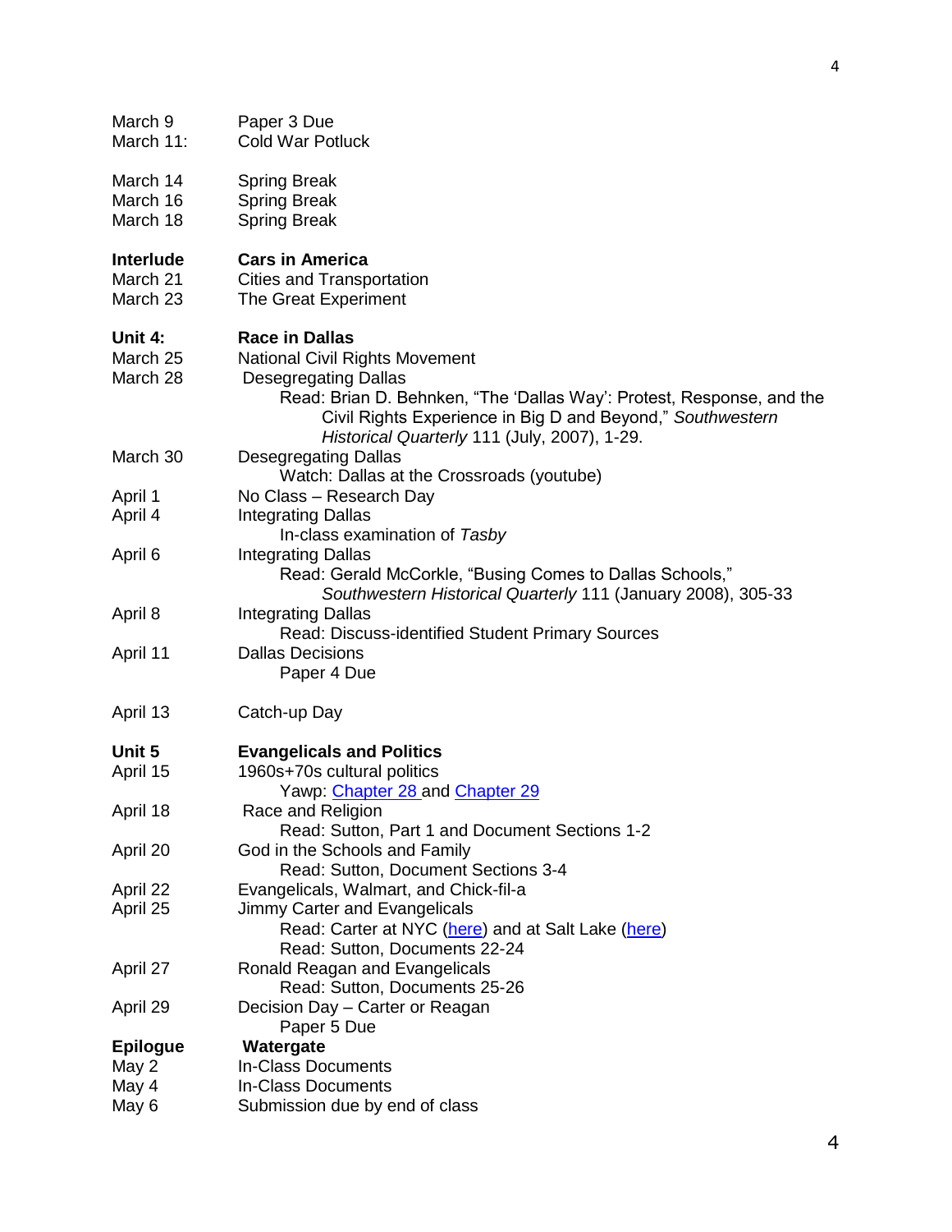| | |
|---|---|
| March 9 | Paper 3 Due |
| March 11: | Cold War Potluck |
| | |
| March 14 | Spring Break |
| March 16 | Spring Break |
| March 18 | Spring Break |
| | |
| **Interlude** | **Cars in America** |
| March 21 | Cities and Transportation |
| March 23 | The Great Experiment |
| | |
| **Unit 4:** | **Race in Dallas** |
| March 25 | National Civil Rights Movement |
| March 28 | Desegregating Dallas<br>Read: Brian D. Behnken, "The 'Dallas Way': Protest, Response, and the Civil Rights Experience in Big D and Beyond," *Southwestern Historical Quarterly* 111 (July, 2007), 1-29. |
| March 30 | Desegregating Dallas<br>Watch: Dallas at the Crossroads (youtube) |
| April 1 | No Class – Research Day |
| April 4 | Integrating Dallas<br>In-class examination of *Tasby* |
| April 6 | Integrating Dallas<br>Read: Gerald McCorkle, "Busing Comes to Dallas Schools," *Southwestern Historical Quarterly* 111 (January 2008), 305-33 |
| April 8 | Integrating Dallas<br>Read: Discuss-identified Student Primary Sources |
| April 11 | Dallas Decisions<br>Paper 4 Due |
| | |
| April 13 | Catch-up Day |
| | |
| **Unit 5** | **Evangelicals and Politics** |
| April 15 | 1960s+70s cultural politics<br>Yawp: Chapter 28 and Chapter 29 |
| April 18 | Race and Religion<br>Read: Sutton, Part 1 and Document Sections 1-2 |
| April 20 | God in the Schools and Family<br>Read: Sutton, Document Sections 3-4 |
| April 22 | Evangelicals, Walmart, and Chick-fil-a |
| April 25 | Jimmy Carter and Evangelicals<br>Read: Carter at NYC (here) and at Salt Lake (here)<br>Read: Sutton, Documents 22-24 |
| April 27 | Ronald Reagan and Evangelicals<br>Read: Sutton, Documents 25-26 |
| April 29 | Decision Day – Carter or Reagan<br>Paper 5 Due |
| **Epilogue** | **Watergate** |
| May 2 | In-Class Documents |
| May 4 | In-Class Documents |
| May 6 | Submission due by end of class |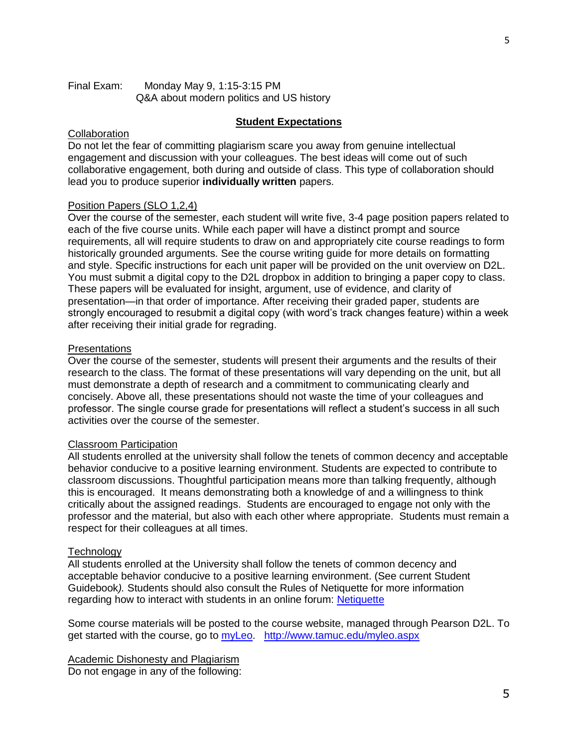Final Exam: Monday May 9, 1:15-3:15 PM
Q&A about modern politics and US history

## Student Expectations

Collaboration

Do not let the fear of committing plagiarism scare you away from genuine intellectual engagement and discussion with your colleagues. The best ideas will come out of such collaborative engagement, both during and outside of class. This type of collaboration should lead you to produce superior **individually written** papers.

Position Papers (SLO 1,2,4)

Over the course of the semester, each student will write five, 3-4 page position papers related to each of the five course units. While each paper will have a distinct prompt and source requirements, all will require students to draw on and appropriately cite course readings to form historically grounded arguments. See the course writing guide for more details on formatting and style. Specific instructions for each unit paper will be provided on the unit overview on D2L. You must submit a digital copy to the D2L dropbox in addition to bringing a paper copy to class. These papers will be evaluated for insight, argument, use of evidence, and clarity of presentation—in that order of importance. After receiving their graded paper, students are strongly encouraged to resubmit a digital copy (with word's track changes feature) within a week after receiving their initial grade for regrading.

Presentations

Over the course of the semester, students will present their arguments and the results of their research to the class. The format of these presentations will vary depending on the unit, but all must demonstrate a depth of research and a commitment to communicating clearly and concisely. Above all, these presentations should not waste the time of your colleagues and professor. The single course grade for presentations will reflect a student's success in all such activities over the course of the semester.

Classroom Participation

All students enrolled at the university shall follow the tenets of common decency and acceptable behavior conducive to a positive learning environment. Students are expected to contribute to classroom discussions. Thoughtful participation means more than talking frequently, although this is encouraged. It means demonstrating both a knowledge of and a willingness to think critically about the assigned readings. Students are encouraged to engage not only with the professor and the material, but also with each other where appropriate. Students must remain a respect for their colleagues at all times.

Technology

All students enrolled at the University shall follow the tenets of common decency and acceptable behavior conducive to a positive learning environment. (See current Student Guidebook*).* Students should also consult the Rules of Netiquette for more information regarding how to interact with students in an online forum: Netiquette

Some course materials will be posted to the course website, managed through Pearson D2L. To get started with the course, go to myLeo. http://www.tamuc.edu/myleo.aspx

Academic Dishonesty and Plagiarism

Do not engage in any of the following: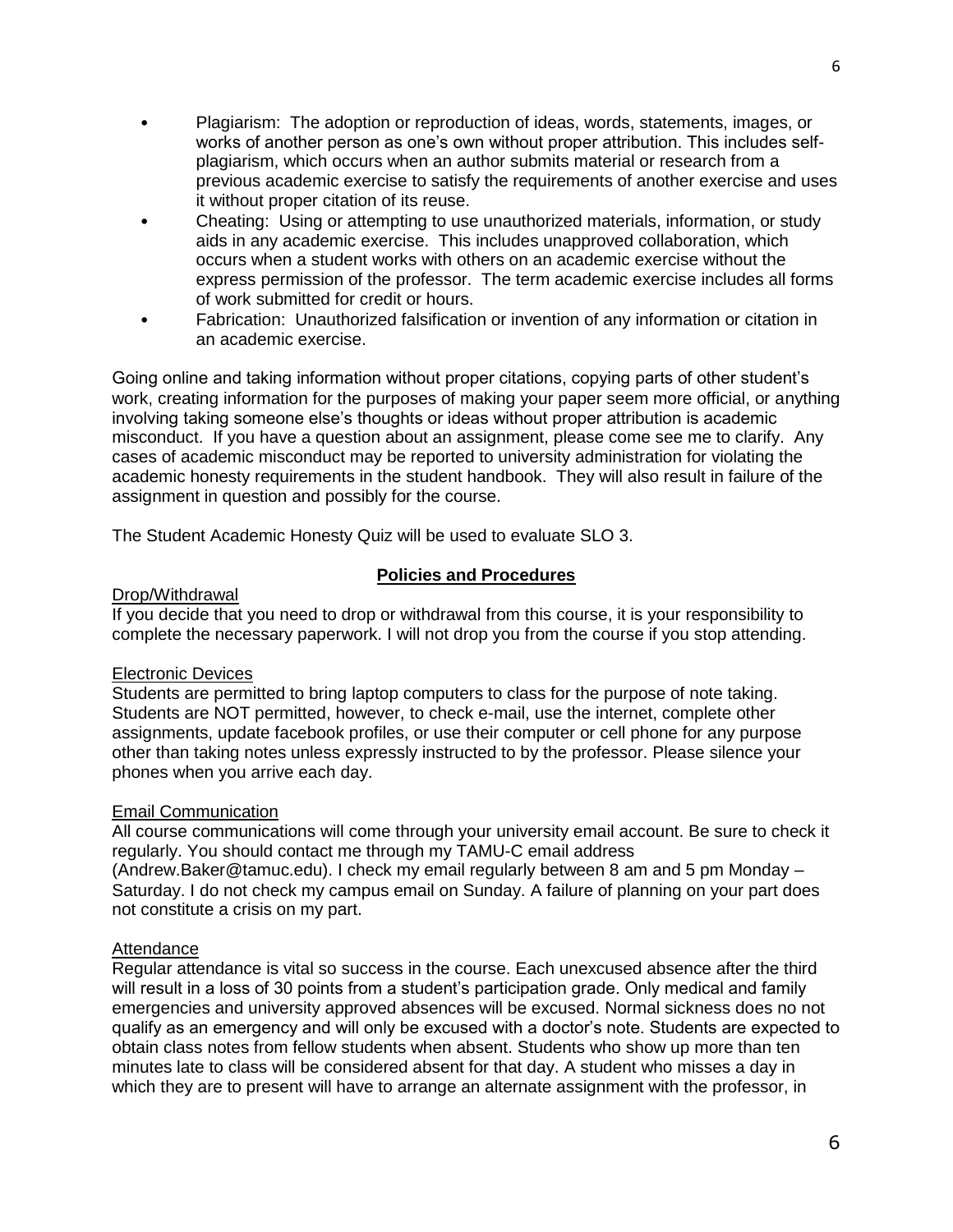- Plagiarism: The adoption or reproduction of ideas, words, statements, images, or works of another person as one's own without proper attribution. This includes self-plagiarism, which occurs when an author submits material or research from a previous academic exercise to satisfy the requirements of another exercise and uses it without proper citation of its reuse.
- Cheating: Using or attempting to use unauthorized materials, information, or study aids in any academic exercise. This includes unapproved collaboration, which occurs when a student works with others on an academic exercise without the express permission of the professor. The term academic exercise includes all forms of work submitted for credit or hours.
- Fabrication: Unauthorized falsification or invention of any information or citation in an academic exercise.

Going online and taking information without proper citations, copying parts of other student's work, creating information for the purposes of making your paper seem more official, or anything involving taking someone else's thoughts or ideas without proper attribution is academic misconduct. If you have a question about an assignment, please come see me to clarify. Any cases of academic misconduct may be reported to university administration for violating the academic honesty requirements in the student handbook. They will also result in failure of the assignment in question and possibly for the course.

The Student Academic Honesty Quiz will be used to evaluate SLO 3.

## **Policies and Procedures**

### Drop/Withdrawal

If you decide that you need to drop or withdrawal from this course, it is your responsibility to complete the necessary paperwork. I will not drop you from the course if you stop attending.

### Electronic Devices

Students are permitted to bring laptop computers to class for the purpose of note taking. Students are NOT permitted, however, to check e-mail, use the internet, complete other assignments, update facebook profiles, or use their computer or cell phone for any purpose other than taking notes unless expressly instructed to by the professor. Please silence your phones when you arrive each day.

### Email Communication

All course communications will come through your university email account. Be sure to check it regularly. You should contact me through my TAMU-C email address (Andrew.Baker@tamuc.edu). I check my email regularly between 8 am and 5 pm Monday – Saturday. I do not check my campus email on Sunday. A failure of planning on your part does not constitute a crisis on my part.

### Attendance

Regular attendance is vital so success in the course. Each unexcused absence after the third will result in a loss of 30 points from a student's participation grade. Only medical and family emergencies and university approved absences will be excused. Normal sickness does no not qualify as an emergency and will only be excused with a doctor's note. Students are expected to obtain class notes from fellow students when absent. Students who show up more than ten minutes late to class will be considered absent for that day. A student who misses a day in which they are to present will have to arrange an alternate assignment with the professor, in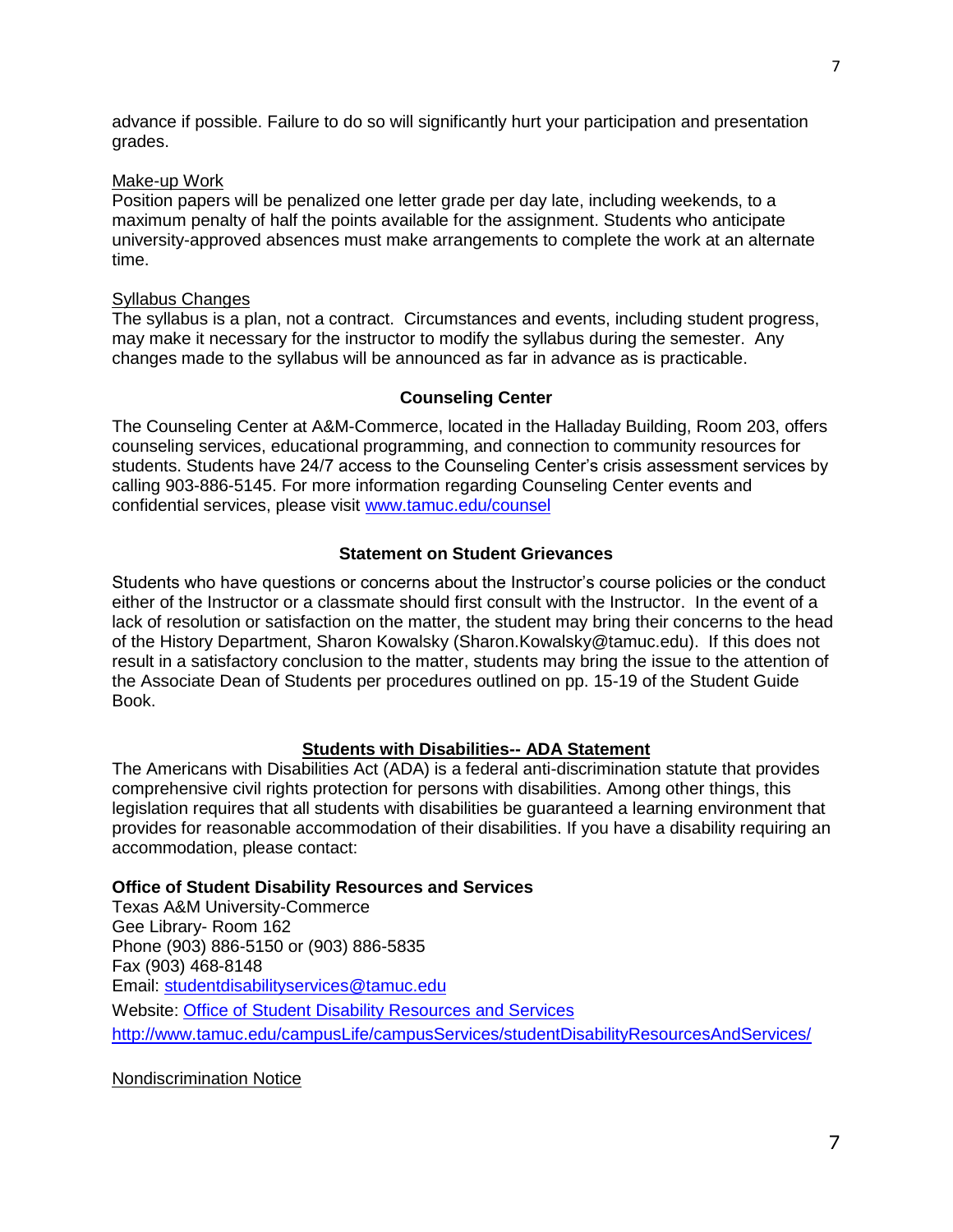advance if possible. Failure to do so will significantly hurt your participation and presentation grades.

Make-up Work

Position papers will be penalized one letter grade per day late, including weekends, to a maximum penalty of half the points available for the assignment. Students who anticipate university-approved absences must make arrangements to complete the work at an alternate time.

Syllabus Changes

The syllabus is a plan, not a contract. Circumstances and events, including student progress, may make it necessary for the instructor to modify the syllabus during the semester. Any changes made to the syllabus will be announced as far in advance as is practicable.

## Counseling Center

The Counseling Center at A&M-Commerce, located in the Halladay Building, Room 203, offers counseling services, educational programming, and connection to community resources for students. Students have 24/7 access to the Counseling Center's crisis assessment services by calling 903-886-5145. For more information regarding Counseling Center events and confidential services, please visit [www.tamuc.edu/counsel](www.tamuc.edu/counsel)

## Statement on Student Grievances

Students who have questions or concerns about the Instructor's course policies or the conduct either of the Instructor or a classmate should first consult with the Instructor. In the event of a lack of resolution or satisfaction on the matter, the student may bring their concerns to the head of the History Department, Sharon Kowalsky (Sharon.Kowalsky@tamuc.edu). If this does not result in a satisfactory conclusion to the matter, students may bring the issue to the attention of the Associate Dean of Students per procedures outlined on pp. 15-19 of the Student Guide Book.

## Students with Disabilities-- ADA Statement

The Americans with Disabilities Act (ADA) is a federal anti-discrimination statute that provides comprehensive civil rights protection for persons with disabilities. Among other things, this legislation requires that all students with disabilities be guaranteed a learning environment that provides for reasonable accommodation of their disabilities. If you have a disability requiring an accommodation, please contact:

**Office of Student Disability Resources and Services**

Texas A&M University-Commerce
Gee Library- Room 162
Phone (903) 886-5150 or (903) 886-5835
Fax (903) 468-8148
Email: [studentdisabilityservices@tamuc.edu](mailto:studentdisabilityservices@tamuc.edu)
Website: [Office of Student Disability Resources and Services](http://www.tamuc.edu/campusLife/campusServices/studentDisabilityResourcesAndServices/)
[http://www.tamuc.edu/campusLife/campusServices/studentDisabilityResourcesAndServices/](http://www.tamuc.edu/campusLife/campusServices/studentDisabilityResourcesAndServices/)

Nondiscrimination Notice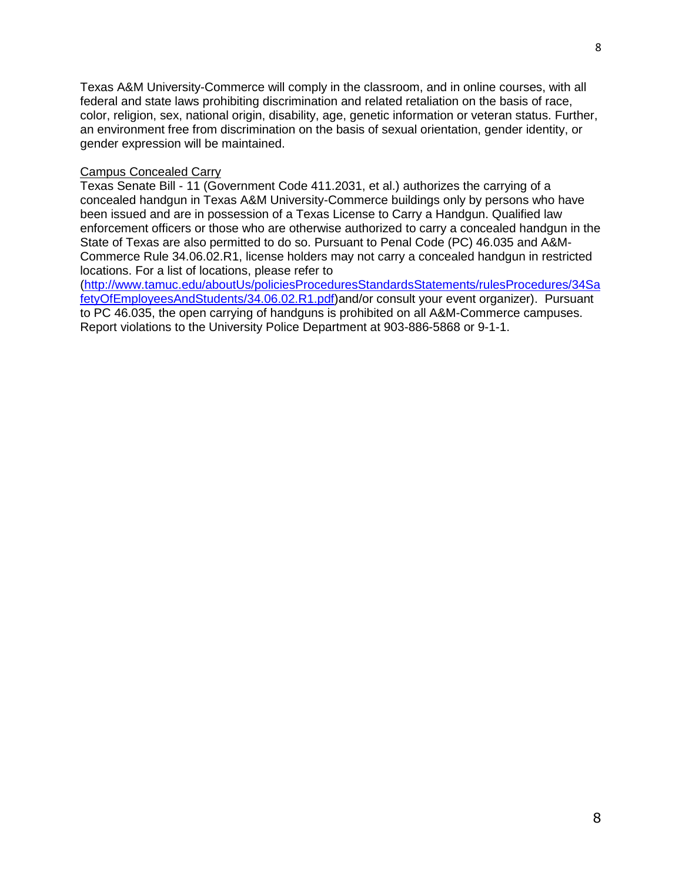Texas A&M University-Commerce will comply in the classroom, and in online courses, with all federal and state laws prohibiting discrimination and related retaliation on the basis of race, color, religion, sex, national origin, disability, age, genetic information or veteran status. Further, an environment free from discrimination on the basis of sexual orientation, gender identity, or gender expression will be maintained.

## Campus Concealed Carry

Texas Senate Bill - 11 (Government Code 411.2031, et al.) authorizes the carrying of a concealed handgun in Texas A&M University-Commerce buildings only by persons who have been issued and are in possession of a Texas License to Carry a Handgun. Qualified law enforcement officers or those who are otherwise authorized to carry a concealed handgun in the State of Texas are also permitted to do so. Pursuant to Penal Code (PC) 46.035 and A&M-Commerce Rule 34.06.02.R1, license holders may not carry a concealed handgun in restricted locations. For a list of locations, please refer to (http://www.tamuc.edu/aboutUs/policiesProceduresStandardsStatements/rulesProcedures/34SafetyOfEmployeesAndStudents/34.06.02.R1.pdf)and/or consult your event organizer). Pursuant to PC 46.035, the open carrying of handguns is prohibited on all A&M-Commerce campuses. Report violations to the University Police Department at 903-886-5868 or 9-1-1.